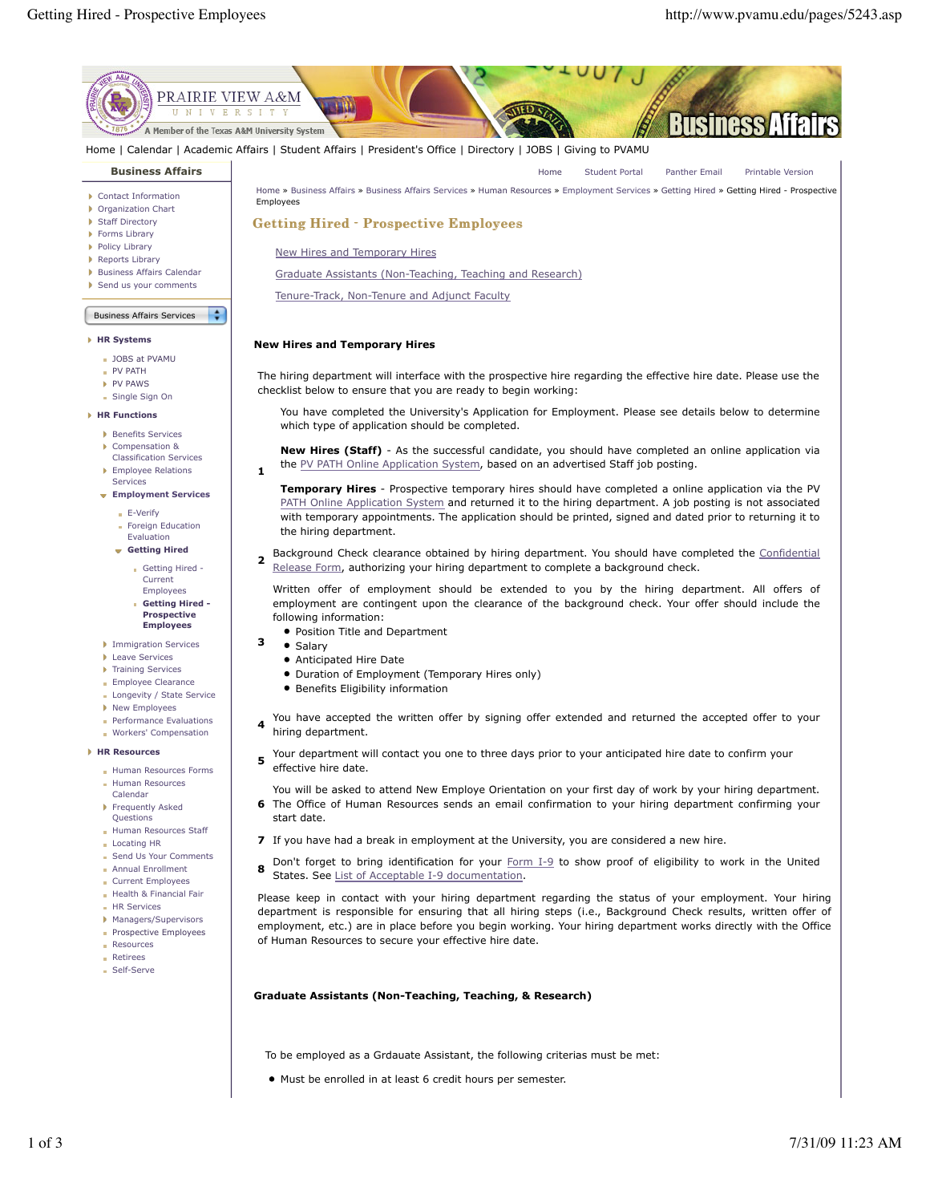Home | Calendar | Academic Affairs | Student Affairs | President's Office | Directory | JOBS | Giving to PVAMU

**Business Affairs**

- Contact Information
- Organization Chart
- Staff Directory
- Forms Library
- Policy Library
- Reports Library
- Business Affairs Calendar
- Send us your comments

Business Affairs Services

- **HR Systems**
  - JOBS at PVAMU
  - PV PATH
  - PV PAWS
  - Single Sign On
- **HR Functions**
  - Benefits Services
  - Compensation & Classification Services
  - Employee Relations Services
  - **Employment Services**
    - E-Verify
    - Foreign Education Evaluation
    - **Getting Hired**
      - Getting Hired - Current Employees
      - **Getting Hired - Prospective Employees**
  - Immigration Services
  - Leave Services
  - Training Services
  - Employee Clearance
  - Longevity / State Service
  - New Employees
  - Performance Evaluations
  - Workers' Compensation
- **HR Resources**
  - Human Resources Forms
  - Human Resources Calendar
  - Frequently Asked Questions
  - Human Resources Staff
  - Locating HR
  - Send Us Your Comments
  - Annual Enrollment
  - Current Employees
  - Health & Financial Fair
  - HR Services
  - Managers/Supervisors
  - Prospective Employees
  - Resources
  - Retirees
  - Self-Serve

Home Student Portal Panther Email Printable Version

Home » Business Affairs » Business Affairs Services » Human Resources » Employment Services » Getting Hired » Getting Hired - Prospective Employees

# Getting Hired - Prospective Employees

- New Hires and Temporary Hires
- Graduate Assistants (Non-Teaching, Teaching and Research)
- Tenure-Track, Non-Tenure and Adjunct Faculty

## New Hires and Temporary Hires

The hiring department will interface with the prospective hire regarding the effective hire date. Please use the checklist below to ensure that you are ready to begin working:

1. You have completed the University's Application for Employment. Please see details below to determine which type of application should be completed.

   **New Hires (Staff)** - As the successful candidate, you should have completed an online application via the PV PATH Online Application System, based on an advertised Staff job posting.

   **Temporary Hires** - Prospective temporary hires should have completed a online application via the PV PATH Online Application System and returned it to the hiring department. A job posting is not associated with temporary appointments. The application should be printed, signed and dated prior to returning it to the hiring department.

2. Background Check clearance obtained by hiring department. You should have completed the Confidential Release Form, authorizing your hiring department to complete a background check.

3. Written offer of employment should be extended to you by the hiring department. All offers of employment are contingent upon the clearance of the background check. Your offer should include the following information:
   - Position Title and Department
   - Salary
   - Anticipated Hire Date
   - Duration of Employment (Temporary Hires only)
   - Benefits Eligibility information

4. You have accepted the written offer by signing offer extended and returned the accepted offer to your hiring department.

5. Your department will contact you one to three days prior to your anticipated hire date to confirm your effective hire date.

6. You will be asked to attend New Employe Orientation on your first day of work by your hiring department. The Office of Human Resources sends an email confirmation to your hiring department confirming your start date.

7. If you have had a break in employment at the University, you are considered a new hire.

8. Don't forget to bring identification for your Form I-9 to show proof of eligibility to work in the United States. See List of Acceptable I-9 documentation.

Please keep in contact with your hiring department regarding the status of your employment. Your hiring department is responsible for ensuring that all hiring steps (i.e., Background Check results, written offer of employment, etc.) are in place before you begin working. Your hiring department works directly with the Office of Human Resources to secure your effective hire date.

## Graduate Assistants (Non-Teaching, Teaching, & Research)

To be employed as a Grdauate Assistant, the following criterias must be met:

- Must be enrolled in at least 6 credit hours per semester.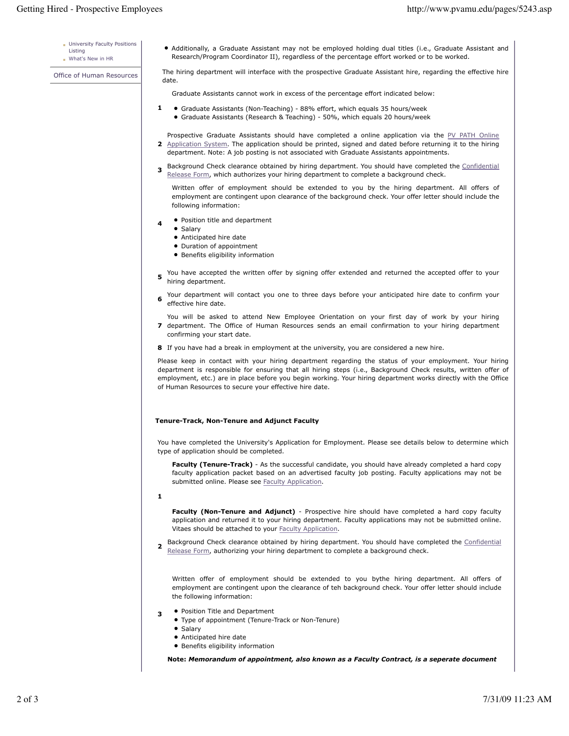- University Faculty Positions Listing
- What's New in HR

Office of Human Resources

- Additionally, a Graduate Assistant may not be employed holding dual titles (i.e., Graduate Assistant and Research/Program Coordinator II), regardless of the percentage effort worked or to be worked.

The hiring department will interface with the prospective Graduate Assistant hire, regarding the effective hire date.

**1** Graduate Assistants cannot work in excess of the percentage effort indicated below:

- Graduate Assistants (Non-Teaching) - 88% effort, which equals 35 hours/week
- Graduate Assistants (Research & Teaching) - 50%, which equals 20 hours/week

**2** Prospective Graduate Assistants should have completed a online application via the PV PATH Online Application System. The application should be printed, signed and dated before returning it to the hiring department. Note: A job posting is not associated with Graduate Assistants appointments.

**3** Background Check clearance obtained by hiring department. You should have completed the Confidential Release Form, which authorizes your hiring department to complete a background check.

**4** Written offer of employment should be extended to you by the hiring department. All offers of employment are contingent upon clearance of the background check. Your offer letter should include the following information:

- Position title and department
- Salary
- Anticipated hire date
- Duration of appointment
- Benefits eligibility information

**5** You have accepted the written offer by signing offer extended and returned the accepted offer to your hiring department.

**6** Your department will contact you one to three days before your anticipated hire date to confirm your effective hire date.

**7** You will be asked to attend New Employee Orientation on your first day of work by your hiring department. The Office of Human Resources sends an email confirmation to your hiring department confirming your start date.

**8** If you have had a break in employment at the university, you are considered a new hire.

Please keep in contact with your hiring department regarding the status of your employment. Your hiring department is responsible for ensuring that all hiring steps (i.e., Background Check results, written offer of employment, etc.) are in place before you begin working. Your hiring department works directly with the Office of Human Resources to secure your effective hire date.

**Tenure-Track, Non-Tenure and Adjunct Faculty**

**1** You have completed the University's Application for Employment. Please see details below to determine which type of application should be completed.

**Faculty (Tenure-Track)** - As the successful candidate, you should have already completed a hard copy faculty application packet based on an advertised faculty job posting. Faculty applications may not be submitted online. Please see Faculty Application.

**Faculty (Non-Tenure and Adjunct)** - Prospective hire should have completed a hard copy faculty application and returned it to your hiring department. Faculty applications may not be submitted online. Vitaes should be attached to your Faculty Application.

**2** Background Check clearance obtained by hiring department. You should have completed the Confidential Release Form, authorizing your hiring department to complete a background check.

**3** Written offer of employment should be extended to you bythe hiring department. All offers of employment are contingent upon the clearance of teh background check. Your offer letter should include the following information:

- Position Title and Department
- Type of appointment (Tenure-Track or Non-Tenure)
- Salary
- Anticipated hire date
- Benefits eligibility information

**Note:** *Memorandum of appointment, also known as a Faculty Contract, is a seperate document*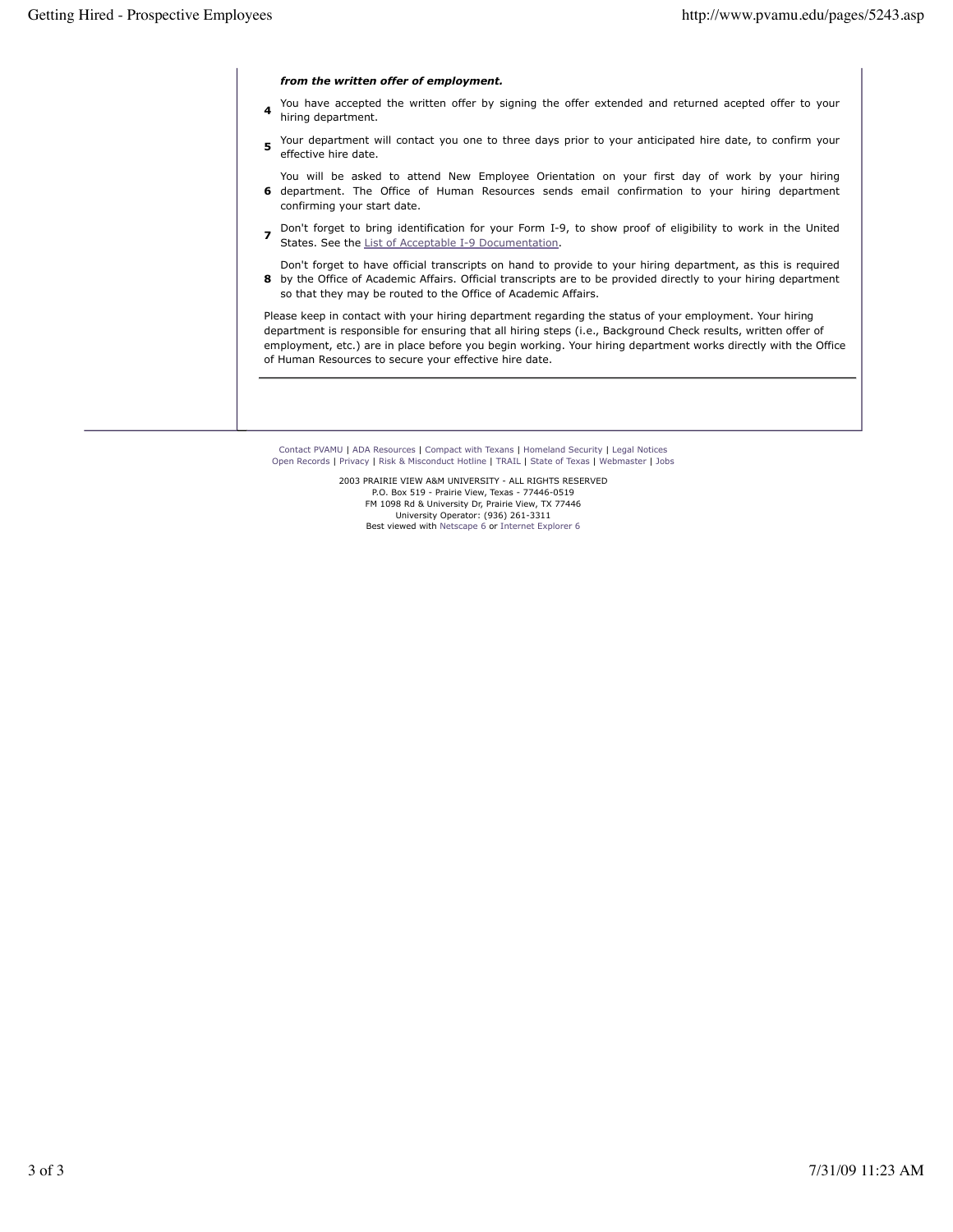***from the written offer of employment.***

4. You have accepted the written offer by signing the offer extended and returned acepted offer to your hiring department.
5. Your department will contact you one to three days prior to your anticipated hire date, to confirm your effective hire date.
6. You will be asked to attend New Employee Orientation on your first day of work by your hiring department. The Office of Human Resources sends email confirmation to your hiring department confirming your start date.
7. Don't forget to bring identification for your Form I-9, to show proof of eligibility to work in the United States. See the List of Acceptable I-9 Documentation.
8. Don't forget to have official transcripts on hand to provide to your hiring department, as this is required by the Office of Academic Affairs. Official transcripts are to be provided directly to your hiring department so that they may be routed to the Office of Academic Affairs.

Please keep in contact with your hiring department regarding the status of your employment. Your hiring department is responsible for ensuring that all hiring steps (i.e., Background Check results, written offer of employment, etc.) are in place before you begin working. Your hiring department works directly with the Office of Human Resources to secure your effective hire date.

---

Contact PVAMU | ADA Resources | Compact with Texans | Homeland Security | Legal Notices
Open Records | Privacy | Risk & Misconduct Hotline | TRAIL | State of Texas | Webmaster | Jobs

2003 PRAIRIE VIEW A&M UNIVERSITY - ALL RIGHTS RESERVED
P.O. Box 519 - Prairie View, Texas - 77446-0519
FM 1098 Rd & University Dr, Prairie View, TX 77446
University Operator: (936) 261-3311
Best viewed with Netscape 6 or Internet Explorer 6